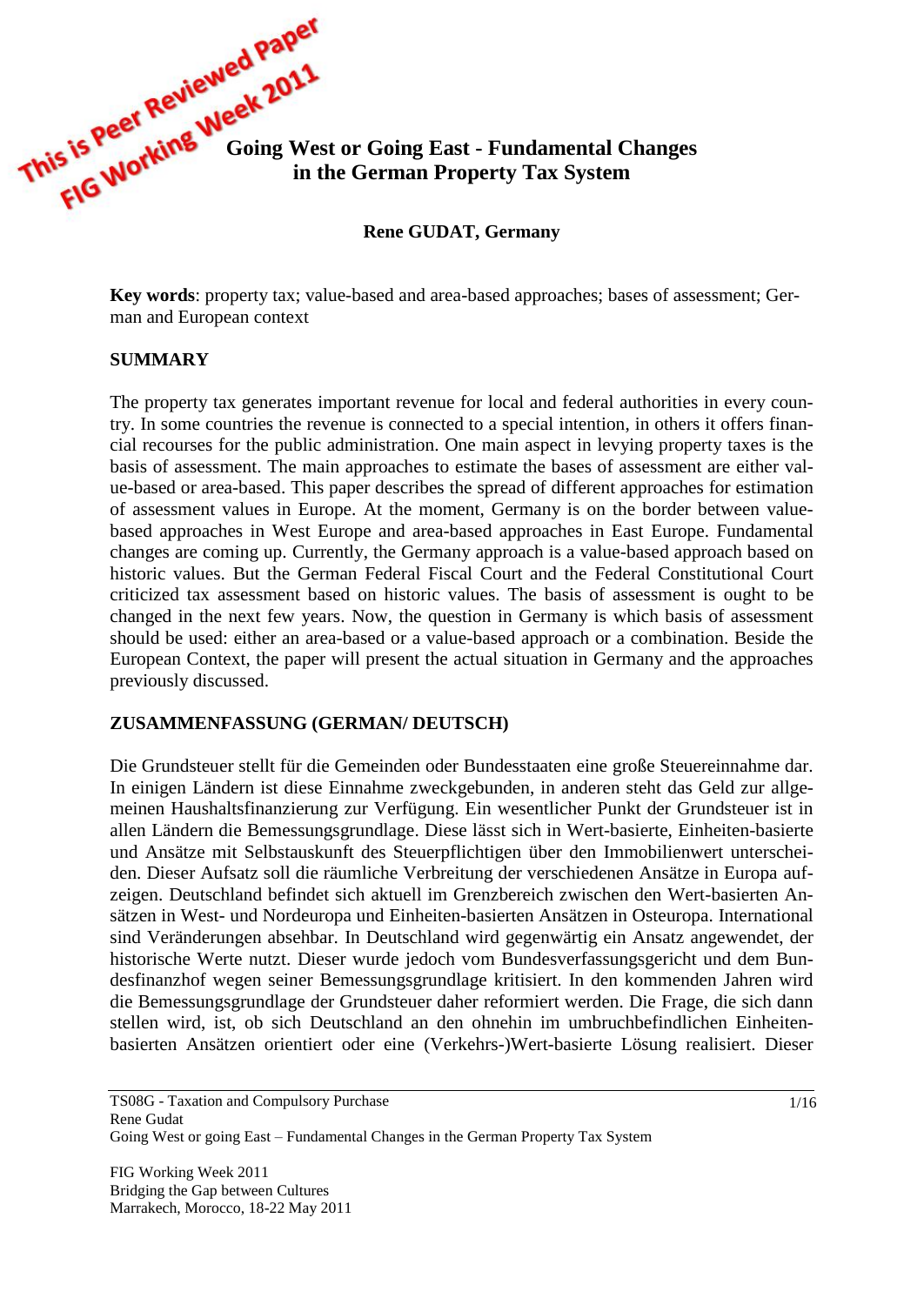This is Peer Reviewed Paper
FIG Working Week 2011

# Going West or Going East - Fundamental Changes in the German Property Tax System

**Rene GUDAT, Germany**

**Key words**: property tax; value-based and area-based approaches; bases of assessment; German and European context

## SUMMARY

The property tax generates important revenue for local and federal authorities in every country. In some countries the revenue is connected to a special intention, in others it offers financial recourses for the public administration. One main aspect in levying property taxes is the basis of assessment. The main approaches to estimate the bases of assessment are either value-based or area-based. This paper describes the spread of different approaches for estimation of assessment values in Europe. At the moment, Germany is on the border between value-based approaches in West Europe and area-based approaches in East Europe. Fundamental changes are coming up. Currently, the Germany approach is a value-based approach based on historic values. But the German Federal Fiscal Court and the Federal Constitutional Court criticized tax assessment based on historic values. The basis of assessment is ought to be changed in the next few years. Now, the question in Germany is which basis of assessment should be used: either an area-based or a value-based approach or a combination. Beside the European Context, the paper will present the actual situation in Germany and the approaches previously discussed.

## ZUSAMMENFASSUNG (GERMAN/ DEUTSCH)

Die Grundsteuer stellt für die Gemeinden oder Bundesstaaten eine große Steuereinnahme dar. In einigen Ländern ist diese Einnahme zweckgebunden, in anderen steht das Geld zur allgemeinen Haushaltsfinanzierung zur Verfügung. Ein wesentlicher Punkt der Grundsteuer ist in allen Ländern die Bemessungsgrundlage. Diese lässt sich in Wert-basierte, Einheiten-basierte und Ansätze mit Selbstauskunft des Steuerpflichtigen über den Immobilienwert unterscheiden. Dieser Aufsatz soll die räumliche Verbreitung der verschiedenen Ansätze in Europa aufzeigen. Deutschland befindet sich aktuell im Grenzbereich zwischen den Wert-basierten Ansätzen in West- und Nordeuropa und Einheiten-basierten Ansätzen in Osteuropa. International sind Veränderungen absehbar. In Deutschland wird gegenwärtig ein Ansatz angewendet, der historische Werte nutzt. Dieser wurde jedoch vom Bundesverfassungsgericht und dem Bundesfinanzhof wegen seiner Bemessungsgrundlage kritisiert. In den kommenden Jahren wird die Bemessungsgrundlage der Grundsteuer daher reformiert werden. Die Frage, die sich dann stellen wird, ist, ob sich Deutschland an den ohnehin im umbruchbefindlichen Einheiten-basierten Ansätzen orientiert oder eine (Verkehrs-)Wert-basierte Lösung realisiert. Dieser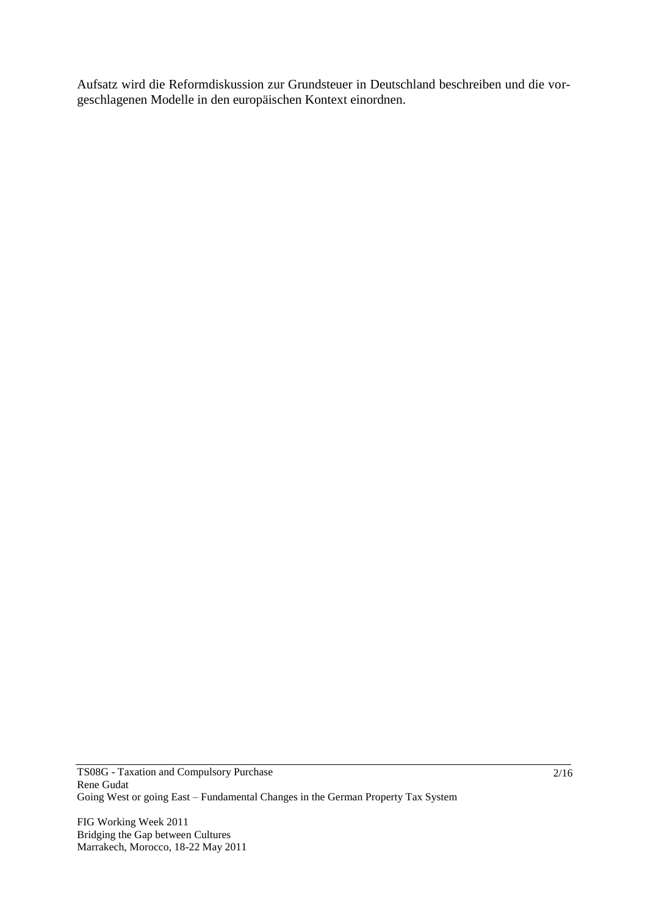Aufsatz wird die Reformdiskussion zur Grundsteuer in Deutschland beschreiben und die vorgeschlagenen Modelle in den europäischen Kontext einordnen.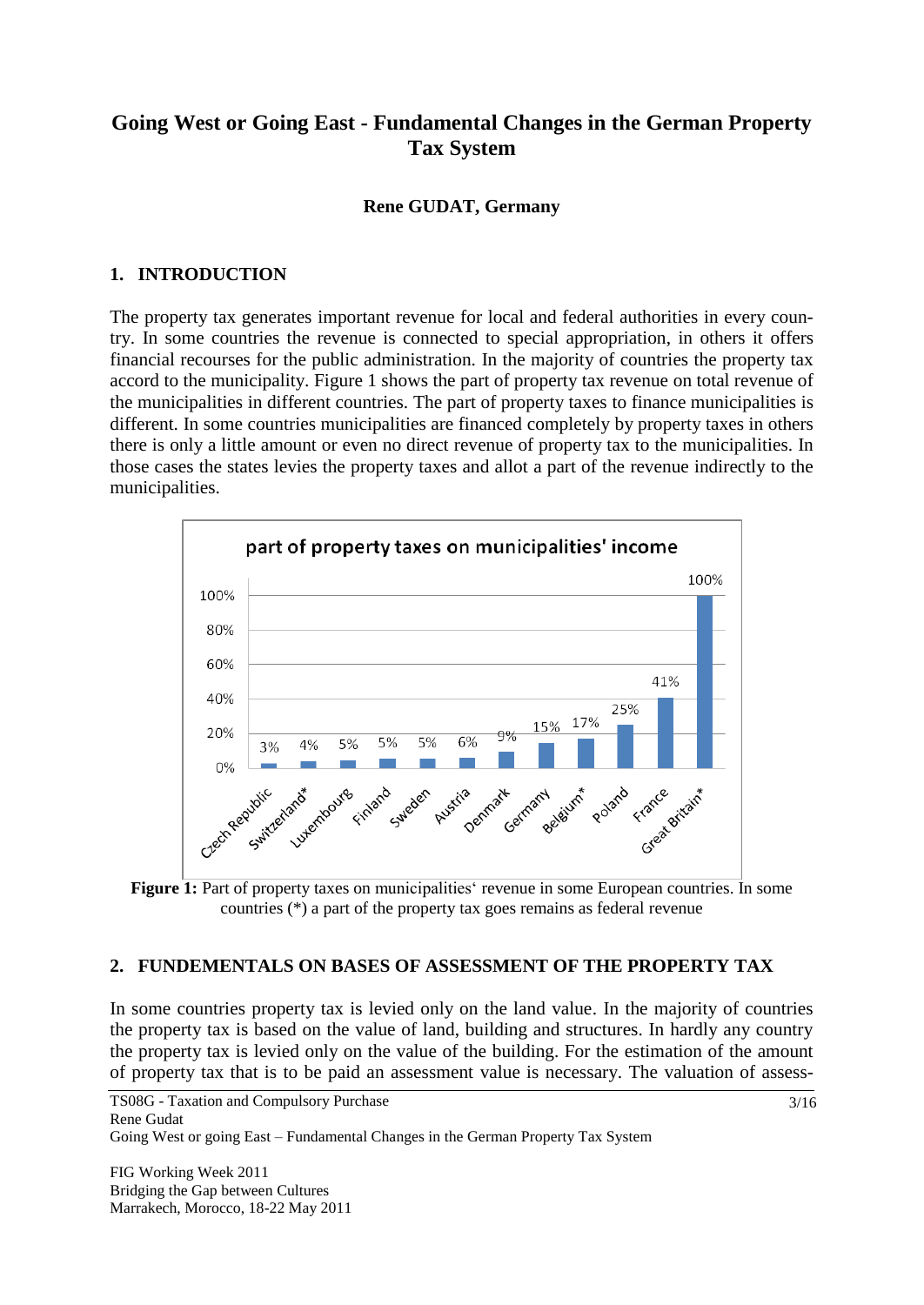# Going West or Going East - Fundamental Changes in the German Property Tax System

**Rene GUDAT, Germany**

## 1. INTRODUCTION

The property tax generates important revenue for local and federal authorities in every country. In some countries the revenue is connected to special appropriation, in others it offers financial recourses for the public administration. In the majority of countries the property tax accord to the municipality. Figure 1 shows the part of property tax revenue on total revenue of the municipalities in different countries. The part of property taxes to finance municipalities is different. In some countries municipalities are financed completely by property taxes in others there is only a little amount or even no direct revenue of property tax to the municipalities. In those cases the states levies the property taxes and allot a part of the revenue indirectly to the municipalities.

**part of property taxes on municipalities' income**

| Country | Share |
|---|---|
| Czech Republic | 3% |
| Switzerland* | 4% |
| Luxembourg | 5% |
| Finland | 5% |
| Sweden | 5% |
| Austria | 6% |
| Denmark | 9% |
| Germany | 15% |
| Belgium* | 17% |
| Poland | 25% |
| France | 41% |
| Great Britain* | 100% |

**Figure 1:** Part of property taxes on municipalities' revenue in some European countries. In some countries (*) a part of the property tax goes remains as federal revenue

## 2. FUNDEMENTALS ON BASES OF ASSESSMENT OF THE PROPERTY TAX

In some countries property tax is levied only on the land value. In the majority of countries the property tax is based on the value of land, building and structures. In hardly any country the property tax is levied only on the value of the building. For the estimation of the amount of property tax that is to be paid an assessment value is necessary. The valuation of assess-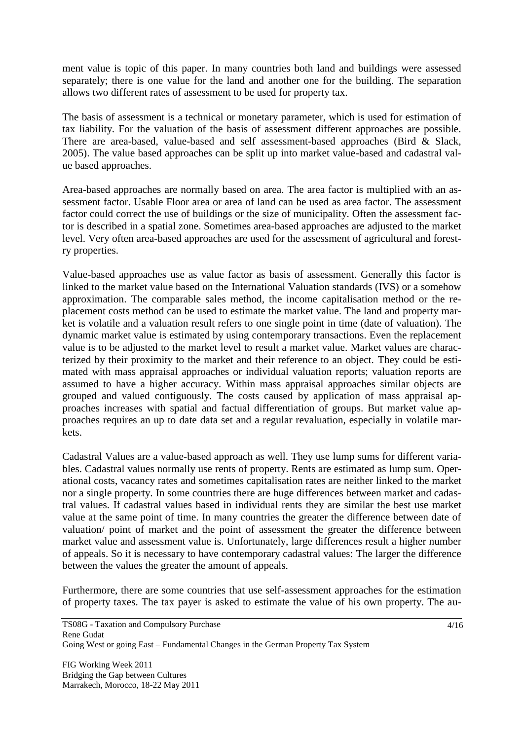ment value is topic of this paper. In many countries both land and buildings were assessed separately; there is one value for the land and another one for the building. The separation allows two different rates of assessment to be used for property tax.

The basis of assessment is a technical or monetary parameter, which is used for estimation of tax liability. For the valuation of the basis of assessment different approaches are possible. There are area-based, value-based and self assessment-based approaches (Bird & Slack, 2005). The value based approaches can be split up into market value-based and cadastral value based approaches.

Area-based approaches are normally based on area. The area factor is multiplied with an assessment factor. Usable Floor area or area of land can be used as area factor. The assessment factor could correct the use of buildings or the size of municipality. Often the assessment factor is described in a spatial zone. Sometimes area-based approaches are adjusted to the market level. Very often area-based approaches are used for the assessment of agricultural and forestry properties.

Value-based approaches use as value factor as basis of assessment. Generally this factor is linked to the market value based on the International Valuation standards (IVS) or a somehow approximation. The comparable sales method, the income capitalisation method or the replacement costs method can be used to estimate the market value. The land and property market is volatile and a valuation result refers to one single point in time (date of valuation). The dynamic market value is estimated by using contemporary transactions. Even the replacement value is to be adjusted to the market level to result a market value. Market values are characterized by their proximity to the market and their reference to an object. They could be estimated with mass appraisal approaches or individual valuation reports; valuation reports are assumed to have a higher accuracy. Within mass appraisal approaches similar objects are grouped and valued contiguously. The costs caused by application of mass appraisal approaches increases with spatial and factual differentiation of groups. But market value approaches requires an up to date data set and a regular revaluation, especially in volatile markets.

Cadastral Values are a value-based approach as well. They use lump sums for different variables. Cadastral values normally use rents of property. Rents are estimated as lump sum. Operational costs, vacancy rates and sometimes capitalisation rates are neither linked to the market nor a single property. In some countries there are huge differences between market and cadastral values. If cadastral values based in individual rents they are similar the best use market value at the same point of time. In many countries the greater the difference between date of valuation/ point of market and the point of assessment the greater the difference between market value and assessment value is. Unfortunately, large differences result a higher number of appeals. So it is necessary to have contemporary cadastral values: The larger the difference between the values the greater the amount of appeals.

Furthermore, there are some countries that use self-assessment approaches for the estimation of property taxes. The tax payer is asked to estimate the value of his own property. The au-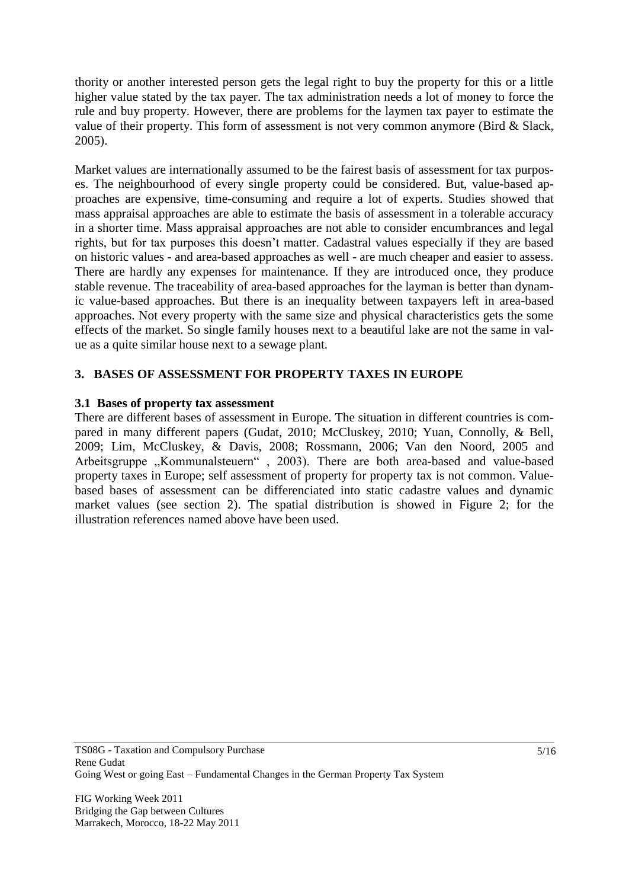thority or another interested person gets the legal right to buy the property for this or a little higher value stated by the tax payer. The tax administration needs a lot of money to force the rule and buy property. However, there are problems for the laymen tax payer to estimate the value of their property. This form of assessment is not very common anymore (Bird & Slack, 2005).

Market values are internationally assumed to be the fairest basis of assessment for tax purposes. The neighbourhood of every single property could be considered. But, value-based approaches are expensive, time-consuming and require a lot of experts. Studies showed that mass appraisal approaches are able to estimate the basis of assessment in a tolerable accuracy in a shorter time. Mass appraisal approaches are not able to consider encumbrances and legal rights, but for tax purposes this doesn't matter. Cadastral values especially if they are based on historic values - and area-based approaches as well - are much cheaper and easier to assess. There are hardly any expenses for maintenance. If they are introduced once, they produce stable revenue. The traceability of area-based approaches for the layman is better than dynamic value-based approaches. But there is an inequality between taxpayers left in area-based approaches. Not every property with the same size and physical characteristics gets the some effects of the market. So single family houses next to a beautiful lake are not the same in value as a quite similar house next to a sewage plant.

## 3. BASES OF ASSESSMENT FOR PROPERTY TAXES IN EUROPE

### 3.1 Bases of property tax assessment

There are different bases of assessment in Europe. The situation in different countries is compared in many different papers (Gudat, 2010; McCluskey, 2010; Yuan, Connolly, & Bell, 2009; Lim, McCluskey, & Davis, 2008; Rossmann, 2006; Van den Noord, 2005 and Arbeitsgruppe „Kommunalsteuern" , 2003). There are both area-based and value-based property taxes in Europe; self assessment of property for property tax is not common. Value-based bases of assessment can be differenciated into static cadastre values and dynamic market values (see section 2). The spatial distribution is showed in Figure 2; for the illustration references named above have been used.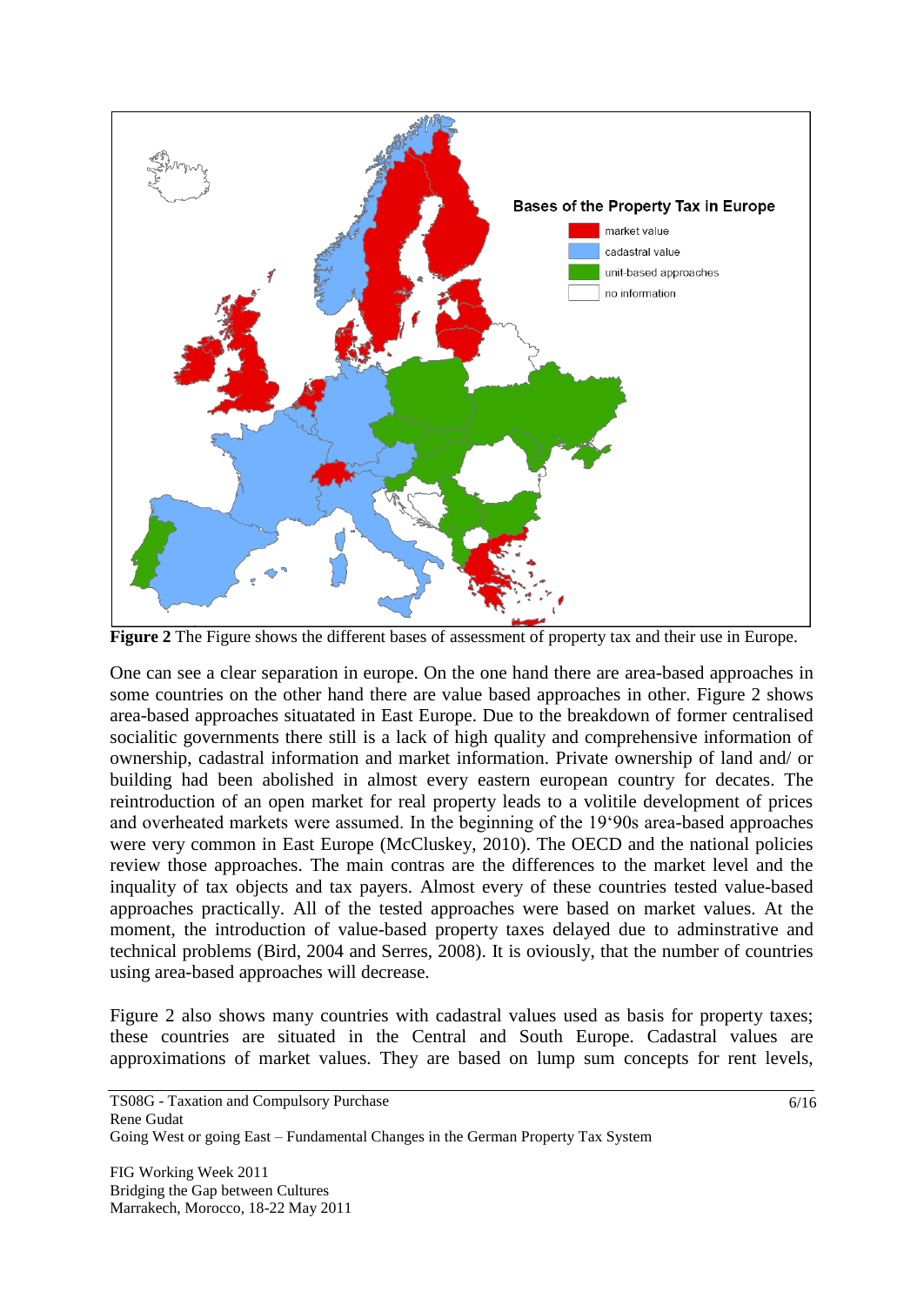**Figure 2** The Figure shows the different bases of assessment of property tax and their use in Europe.

One can see a clear separation in europe. On the one hand there are area-based approaches in some countries on the other hand there are value based approaches in other. Figure 2 shows area-based approaches situatated in East Europe. Due to the breakdown of former centralised socialitic governments there still is a lack of high quality and comprehensive information of ownership, cadastral information and market information. Private ownership of land and/ or building had been abolished in almost every eastern european country for decades. The reintroduction of an open market for real property leads to a volitile development of prices and overheated markets were assumed. In the beginning of the 19'90s area-based approaches were very common in East Europe (McCluskey, 2010). The OECD and the national policies review those approaches. The main contras are the differences to the market level and the inquality of tax objects and tax payers. Almost every of these countries tested value-based approaches practically. All of the tested approaches were based on market values. At the moment, the introduction of value-based property taxes delayed due to adminstrative and technical problems (Bird, 2004 and Serres, 2008). It is oviously, that the number of countries using area-based approaches will decrease.

Figure 2 also shows many countries with cadastral values used as basis for property taxes; these countries are situated in the Central and South Europe. Cadastral values are approximations of market values. They are based on lump sum concepts for rent levels,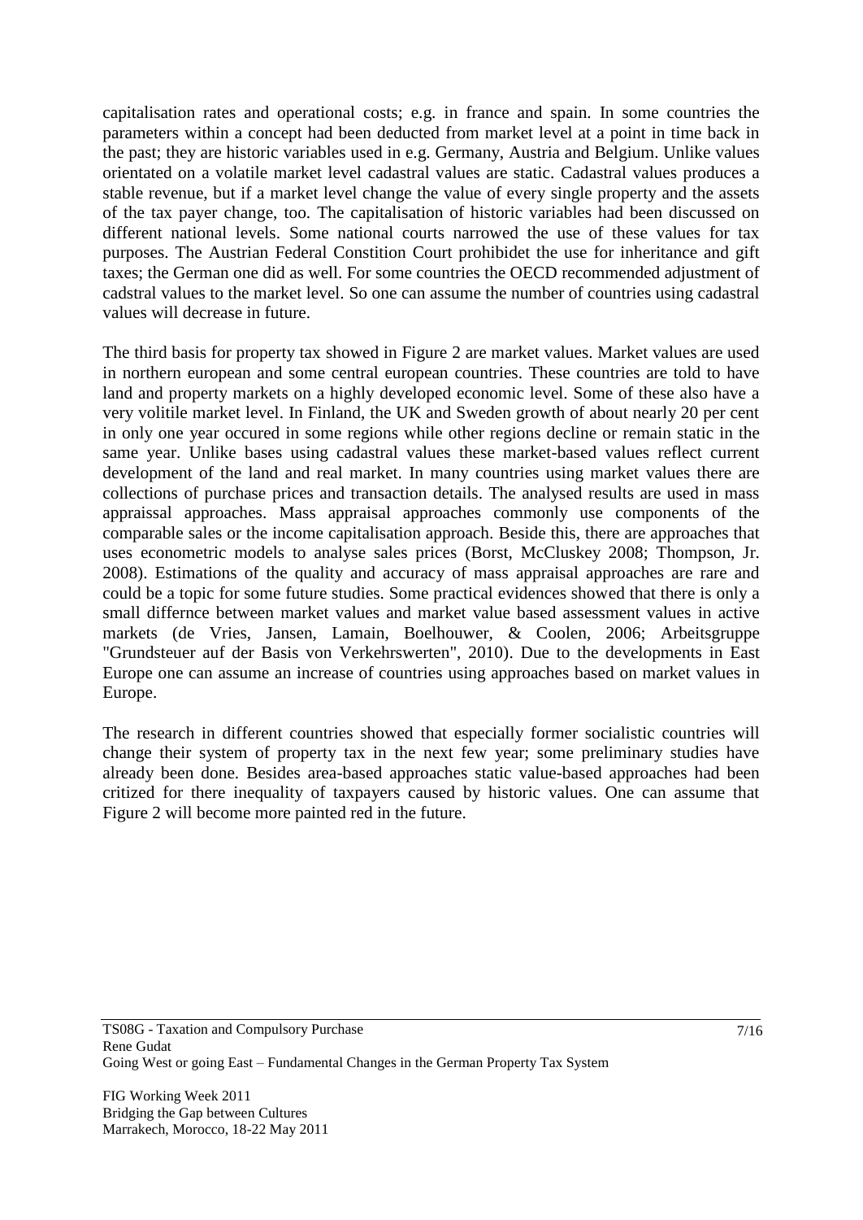capitalisation rates and operational costs; e.g. in france and spain. In some countries the parameters within a concept had been deducted from market level at a point in time back in the past; they are historic variables used in e.g. Germany, Austria and Belgium. Unlike values orientated on a volatile market level cadastral values are static. Cadastral values produces a stable revenue, but if a market level change the value of every single property and the assets of the tax payer change, too. The capitalisation of historic variables had been discussed on different national levels. Some national courts narrowed the use of these values for tax purposes. The Austrian Federal Constition Court prohibidet the use for inheritance and gift taxes; the German one did as well. For some countries the OECD recommended adjustment of cadstral values to the market level. So one can assume the number of countries using cadastral values will decrease in future.

The third basis for property tax showed in Figure 2 are market values. Market values are used in northern european and some central european countries. These countries are told to have land and property markets on a highly developed economic level. Some of these also have a very volitile market level. In Finland, the UK and Sweden growth of about nearly 20 per cent in only one year occured in some regions while other regions decline or remain static in the same year. Unlike bases using cadastral values these market-based values reflect current development of the land and real market. In many countries using market values there are collections of purchase prices and transaction details. The analysed results are used in mass appraissal approaches. Mass appraisal approaches commonly use components of the comparable sales or the income capitalisation approach. Beside this, there are approaches that uses econometric models to analyse sales prices (Borst, McCluskey 2008; Thompson, Jr. 2008). Estimations of the quality and accuracy of mass appraisal approaches are rare and could be a topic for some future studies. Some practical evidences showed that there is only a small differnce between market values and market value based assessment values in active markets (de Vries, Jansen, Lamain, Boelhouwer, & Coolen, 2006; Arbeitsgruppe "Grundsteuer auf der Basis von Verkehrswerten", 2010). Due to the developments in East Europe one can assume an increase of countries using approaches based on market values in Europe.

The research in different countries showed that especially former socialistic countries will change their system of property tax in the next few year; some preliminary studies have already been done. Besides area-based approaches static value-based approaches had been critized for there inequality of taxpayers caused by historic values. One can assume that Figure 2 will become more painted red in the future.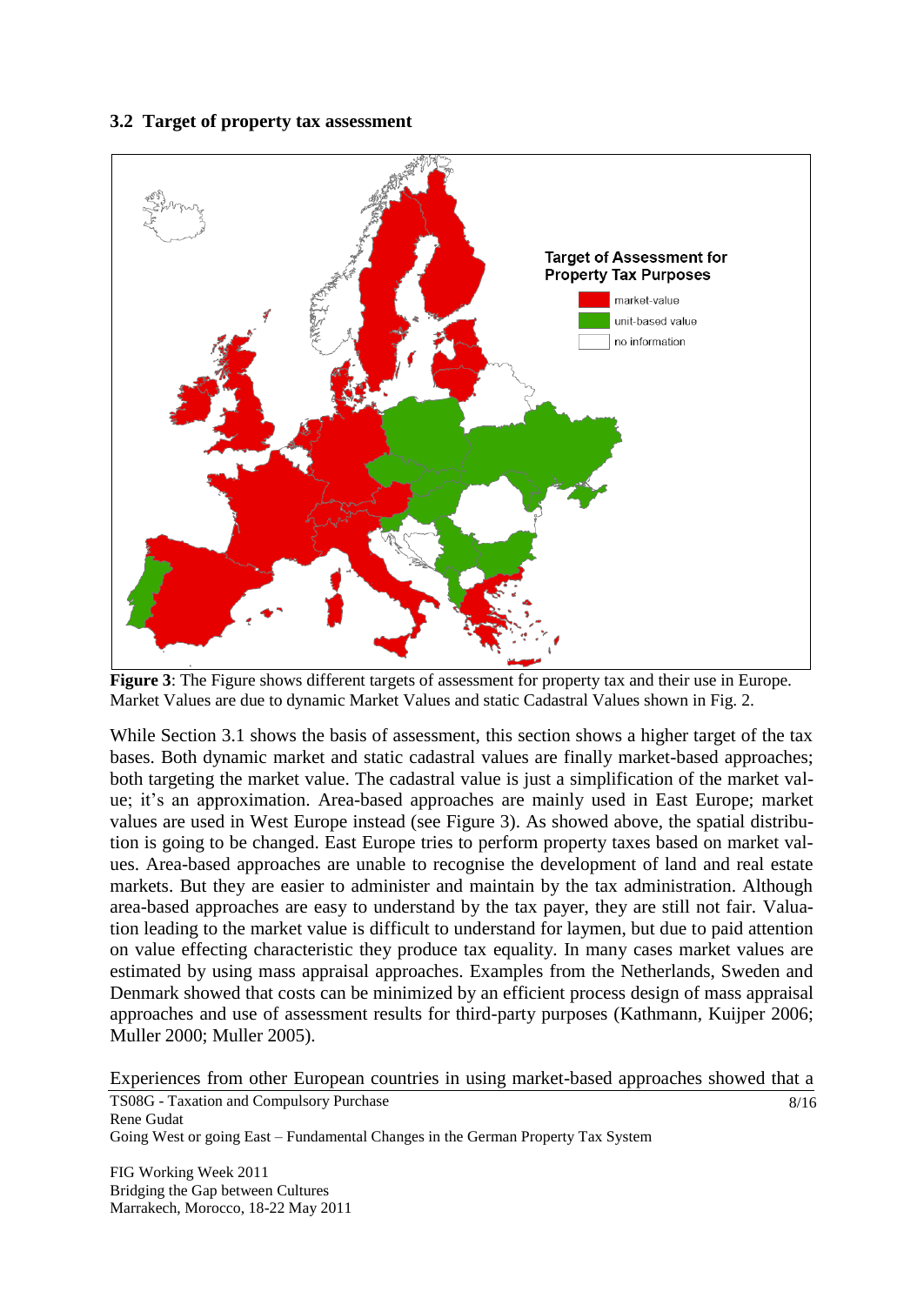### 3.2 Target of property tax assessment

**Figure 3**: The Figure shows different targets of assessment for property tax and their use in Europe. Market Values are due to dynamic Market Values and static Cadastral Values shown in Fig. 2.

While Section 3.1 shows the basis of assessment, this section shows a higher target of the tax bases. Both dynamic market and static cadastral values are finally market-based approaches; both targeting the market value. The cadastral value is just a simplification of the market value; it's an approximation. Area-based approaches are mainly used in East Europe; market values are used in West Europe instead (see Figure 3). As showed above, the spatial distribution is going to be changed. East Europe tries to perform property taxes based on market values. Area-based approaches are unable to recognise the development of land and real estate markets. But they are easier to administer and maintain by the tax administration. Although area-based approaches are easy to understand by the tax payer, they are still not fair. Valuation leading to the market value is difficult to understand for laymen, but due to paid attention on value effecting characteristic they produce tax equality. In many cases market values are estimated by using mass appraisal approaches. Examples from the Netherlands, Sweden and Denmark showed that costs can be minimized by an efficient process design of mass appraisal approaches and use of assessment results for third-party purposes (Kathmann, Kuijper 2006; Muller 2000; Muller 2005).

Experiences from other European countries in using market-based approaches showed that a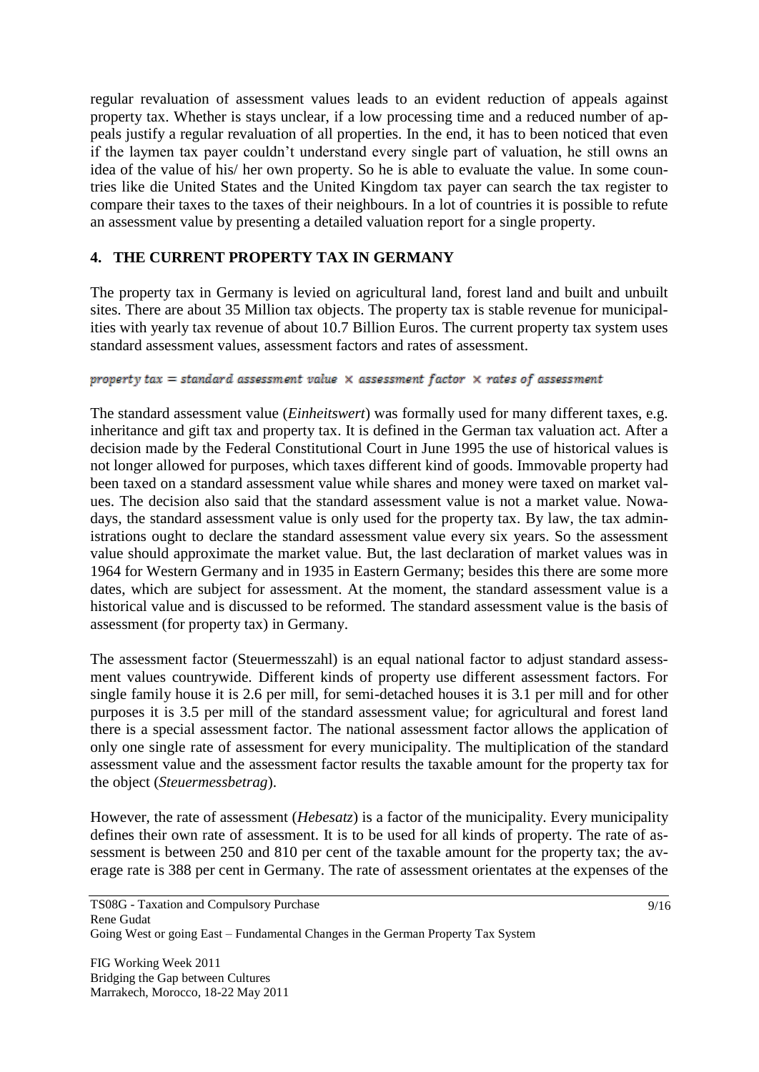regular revaluation of assessment values leads to an evident reduction of appeals against property tax. Whether is stays unclear, if a low processing time and a reduced number of appeals justify a regular revaluation of all properties. In the end, it has to been noticed that even if the laymen tax payer couldn't understand every single part of valuation, he still owns an idea of the value of his/ her own property. So he is able to evaluate the value. In some countries like die United States and the United Kingdom tax payer can search the tax register to compare their taxes to the taxes of their neighbours. In a lot of countries it is possible to refute an assessment value by presenting a detailed valuation report for a single property.

## 4. THE CURRENT PROPERTY TAX IN GERMANY

The property tax in Germany is levied on agricultural land, forest land and built and unbuilt sites. There are about 35 Million tax objects. The property tax is stable revenue for municipalities with yearly tax revenue of about 10.7 Billion Euros. The current property tax system uses standard assessment values, assessment factors and rates of assessment.

$$property\ tax = standard\ assessment\ value\ \times\ assessment\ factor\ \times\ rates\ of\ assessment$$

The standard assessment value (*Einheitswert*) was formally used for many different taxes, e.g. inheritance and gift tax and property tax. It is defined in the German tax valuation act. After a decision made by the Federal Constitutional Court in June 1995 the use of historical values is not longer allowed for purposes, which taxes different kind of goods. Immovable property had been taxed on a standard assessment value while shares and money were taxed on market values. The decision also said that the standard assessment value is not a market value. Nowadays, the standard assessment value is only used for the property tax. By law, the tax administrations ought to declare the standard assessment value every six years. So the assessment value should approximate the market value. But, the last declaration of market values was in 1964 for Western Germany and in 1935 in Eastern Germany; besides this there are some more dates, which are subject for assessment. At the moment, the standard assessment value is a historical value and is discussed to be reformed. The standard assessment value is the basis of assessment (for property tax) in Germany.

The assessment factor (Steuermesszahl) is an equal national factor to adjust standard assessment values countrywide. Different kinds of property use different assessment factors. For single family house it is 2.6 per mill, for semi-detached houses it is 3.1 per mill and for other purposes it is 3.5 per mill of the standard assessment value; for agricultural and forest land there is a special assessment factor. The national assessment factor allows the application of only one single rate of assessment for every municipality. The multiplication of the standard assessment value and the assessment factor results the taxable amount for the property tax for the object (*Steuermessbetrag*).

However, the rate of assessment (*Hebesatz*) is a factor of the municipality. Every municipality defines their own rate of assessment. It is to be used for all kinds of property. The rate of assessment is between 250 and 810 per cent of the taxable amount for the property tax; the average rate is 388 per cent in Germany. The rate of assessment orientates at the expenses of the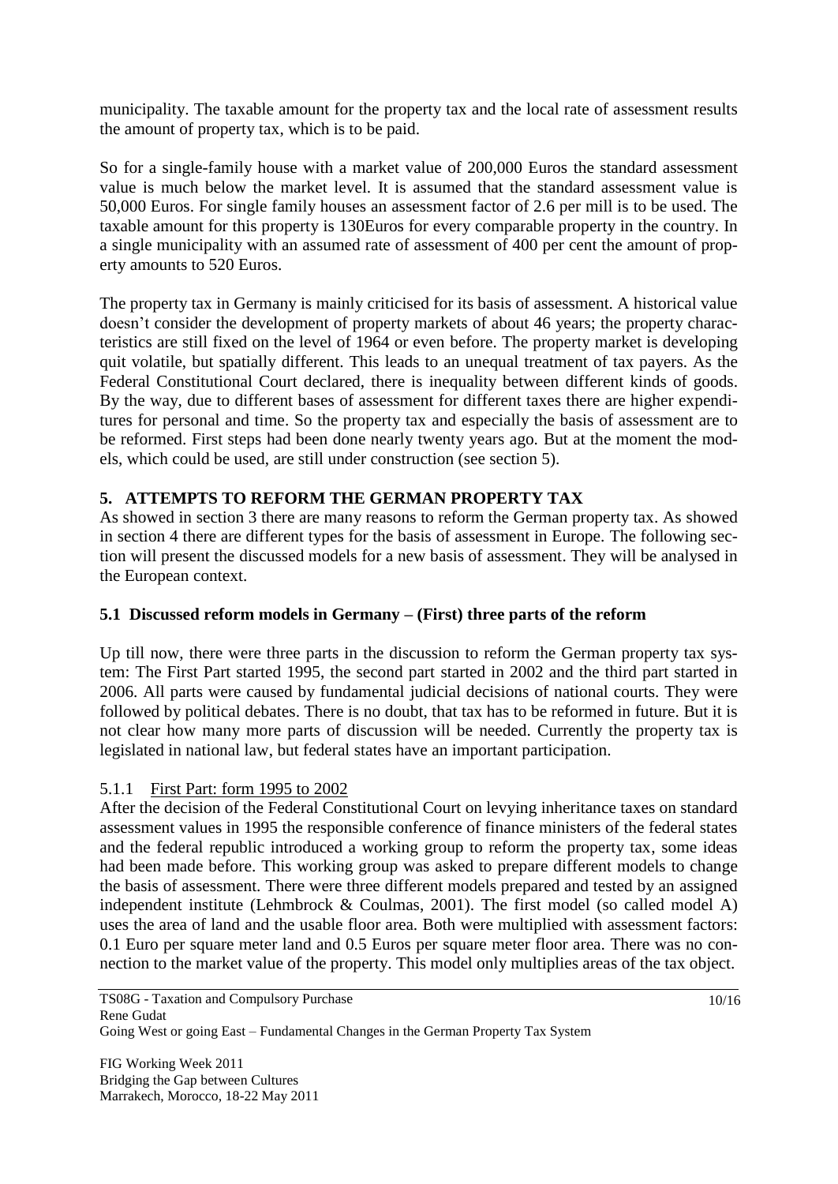municipality. The taxable amount for the property tax and the local rate of assessment results the amount of property tax, which is to be paid.

So for a single-family house with a market value of 200,000 Euros the standard assessment value is much below the market level. It is assumed that the standard assessment value is 50,000 Euros. For single family houses an assessment factor of 2.6 per mill is to be used. The taxable amount for this property is 130Euros for every comparable property in the country. In a single municipality with an assumed rate of assessment of 400 per cent the amount of property amounts to 520 Euros.

The property tax in Germany is mainly criticised for its basis of assessment. A historical value doesn't consider the development of property markets of about 46 years; the property characteristics are still fixed on the level of 1964 or even before. The property market is developing quit volatile, but spatially different. This leads to an unequal treatment of tax payers. As the Federal Constitutional Court declared, there is inequality between different kinds of goods. By the way, due to different bases of assessment for different taxes there are higher expenditures for personal and time. So the property tax and especially the basis of assessment are to be reformed. First steps had been done nearly twenty years ago. But at the moment the models, which could be used, are still under construction (see section 5).

## 5. ATTEMPTS TO REFORM THE GERMAN PROPERTY TAX

As showed in section 3 there are many reasons to reform the German property tax. As showed in section 4 there are different types for the basis of assessment in Europe. The following section will present the discussed models for a new basis of assessment. They will be analysed in the European context.

### 5.1 Discussed reform models in Germany – (First) three parts of the reform

Up till now, there were three parts in the discussion to reform the German property tax system: The First Part started 1995, the second part started in 2002 and the third part started in 2006. All parts were caused by fundamental judicial decisions of national courts. They were followed by political debates. There is no doubt, that tax has to be reformed in future. But it is not clear how many more parts of discussion will be needed. Currently the property tax is legislated in national law, but federal states have an important participation.

#### 5.1.1 First Part: form 1995 to 2002

After the decision of the Federal Constitutional Court on levying inheritance taxes on standard assessment values in 1995 the responsible conference of finance ministers of the federal states and the federal republic introduced a working group to reform the property tax, some ideas had been made before. This working group was asked to prepare different models to change the basis of assessment. There were three different models prepared and tested by an assigned independent institute (Lehmbrock & Coulmas, 2001). The first model (so called model A) uses the area of land and the usable floor area. Both were multiplied with assessment factors: 0.1 Euro per square meter land and 0.5 Euros per square meter floor area. There was no connection to the market value of the property. This model only multiplies areas of the tax object.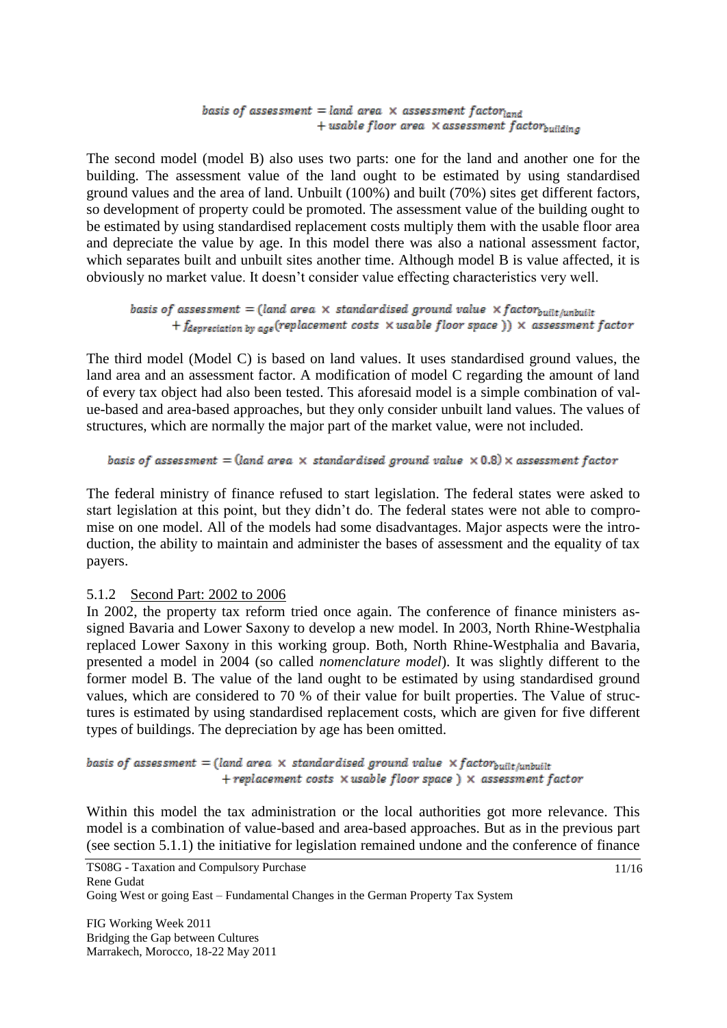$$basis\ of\ assessment = land\ area\ \times\ assessment\ factor_{land} + usable\ floor\ area\ \times assessment\ factor_{building}$$

The second model (model B) also uses two parts: one for the land and another one for the building. The assessment value of the land ought to be estimated by using standardised ground values and the area of land. Unbuilt (100%) and built (70%) sites get different factors, so development of property could be promoted. The assessment value of the building ought to be estimated by using standardised replacement costs multiply them with the usable floor area and depreciate the value by age. In this model there was also a national assessment factor, which separates built and unbuilt sites another time. Although model B is value affected, it is obviously no market value. It doesn't consider value effecting characteristics very well.

$$basis\ of\ assessment = (land\ area\ \times\ standardised\ ground\ value\ \times factor_{built/unbuilt} + f_{depreciation\ by\ age}(replacement\ costs\ \times usable\ floor\ space\ ))\ \times\ assessment\ factor$$

The third model (Model C) is based on land values. It uses standardised ground values, the land area and an assessment factor. A modification of model C regarding the amount of land of every tax object had also been tested. This aforesaid model is a simple combination of value-based and area-based approaches, but they only consider unbuilt land values. The values of structures, which are normally the major part of the market value, were not included.

$$basis\ of\ assessment = (land\ area\ \times\ standardised\ ground\ value\ \times 0.8) \times assessment\ factor$$

The federal ministry of finance refused to start legislation. The federal states were asked to start legislation at this point, but they didn't do. The federal states were not able to compromise on one model. All of the models had some disadvantages. Major aspects were the introduction, the ability to maintain and administer the bases of assessment and the equality of tax payers.

#### 5.1.2 Second Part: 2002 to 2006

In 2002, the property tax reform tried once again. The conference of finance ministers assigned Bavaria and Lower Saxony to develop a new model. In 2003, North Rhine-Westphalia replaced Lower Saxony in this working group. Both, North Rhine-Westphalia and Bavaria, presented a model in 2004 (so called *nomenclature model*). It was slightly different to the former model B. The value of the land ought to be estimated by using standardised ground values, which are considered to 70 % of their value for built properties. The Value of structures is estimated by using standardised replacement costs, which are given for five different types of buildings. The depreciation by age has been omitted.

$$basis\ of\ assessment = (land\ area\ \times\ standardised\ ground\ value\ \times factor_{built/unbuilt} + replacement\ costs\ \times usable\ floor\ space\ )\ \times\ assessment\ factor$$

Within this model the tax administration or the local authorities got more relevance. This model is a combination of value-based and area-based approaches. But as in the previous part (see section 5.1.1) the initiative for legislation remained undone and the conference of finance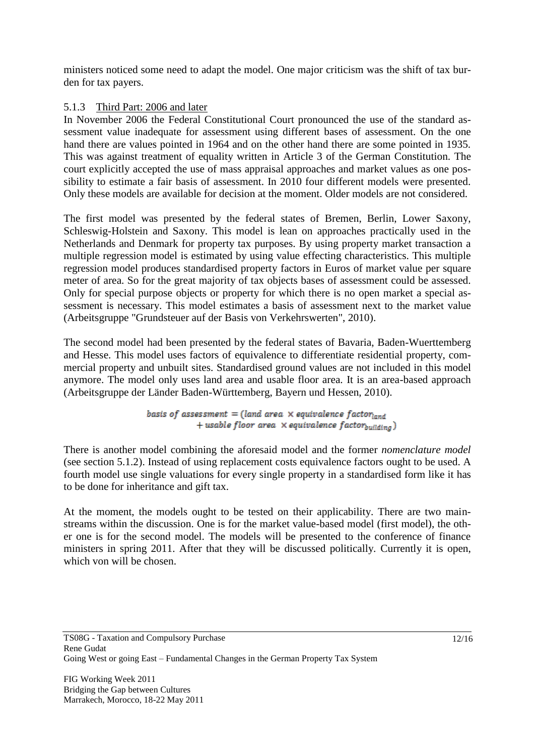ministers noticed some need to adapt the model. One major criticism was the shift of tax burden for tax payers.

### 5.1.3 Third Part: 2006 and later

In November 2006 the Federal Constitutional Court pronounced the use of the standard assessment value inadequate for assessment using different bases of assessment. On the one hand there are values pointed in 1964 and on the other hand there are some pointed in 1935. This was against treatment of equality written in Article 3 of the German Constitution. The court explicitly accepted the use of mass appraisal approaches and market values as one possibility to estimate a fair basis of assessment. In 2010 four different models were presented. Only these models are available for decision at the moment. Older models are not considered.

The first model was presented by the federal states of Bremen, Berlin, Lower Saxony, Schleswig-Holstein and Saxony. This model is lean on approaches practically used in the Netherlands and Denmark for property tax purposes. By using property market transaction a multiple regression model is estimated by using value effecting characteristics. This multiple regression model produces standardised property factors in Euros of market value per square meter of area. So for the great majority of tax objects bases of assessment could be assessed. Only for special purpose objects or property for which there is no open market a special assessment is necessary. This model estimates a basis of assessment next to the market value (Arbeitsgruppe "Grundsteuer auf der Basis von Verkehrswerten", 2010).

The second model had been presented by the federal states of Bavaria, Baden-Wuerttemberg and Hesse. This model uses factors of equivalence to differentiate residential property, commercial property and unbuilt sites. Standardised ground values are not included in this model anymore. The model only uses land area and usable floor area. It is an area-based approach (Arbeitsgruppe der Länder Baden-Württemberg, Bayern und Hessen, 2010).

$$basis\ of\ assessment = (land\ area\ \times equivalence\ factor_{land} + usable\ floor\ area\ \times equivalence\ factor_{building})$$

There is another model combining the aforesaid model and the former *nomenclature model* (see section 5.1.2). Instead of using replacement costs equivalence factors ought to be used. A fourth model use single valuations for every single property in a standardised form like it has to be done for inheritance and gift tax.

At the moment, the models ought to be tested on their applicability. There are two mainstreams within the discussion. One is for the market value-based model (first model), the other one is for the second model. The models will be presented to the conference of finance ministers in spring 2011. After that they will be discussed politically. Currently it is open, which von will be chosen.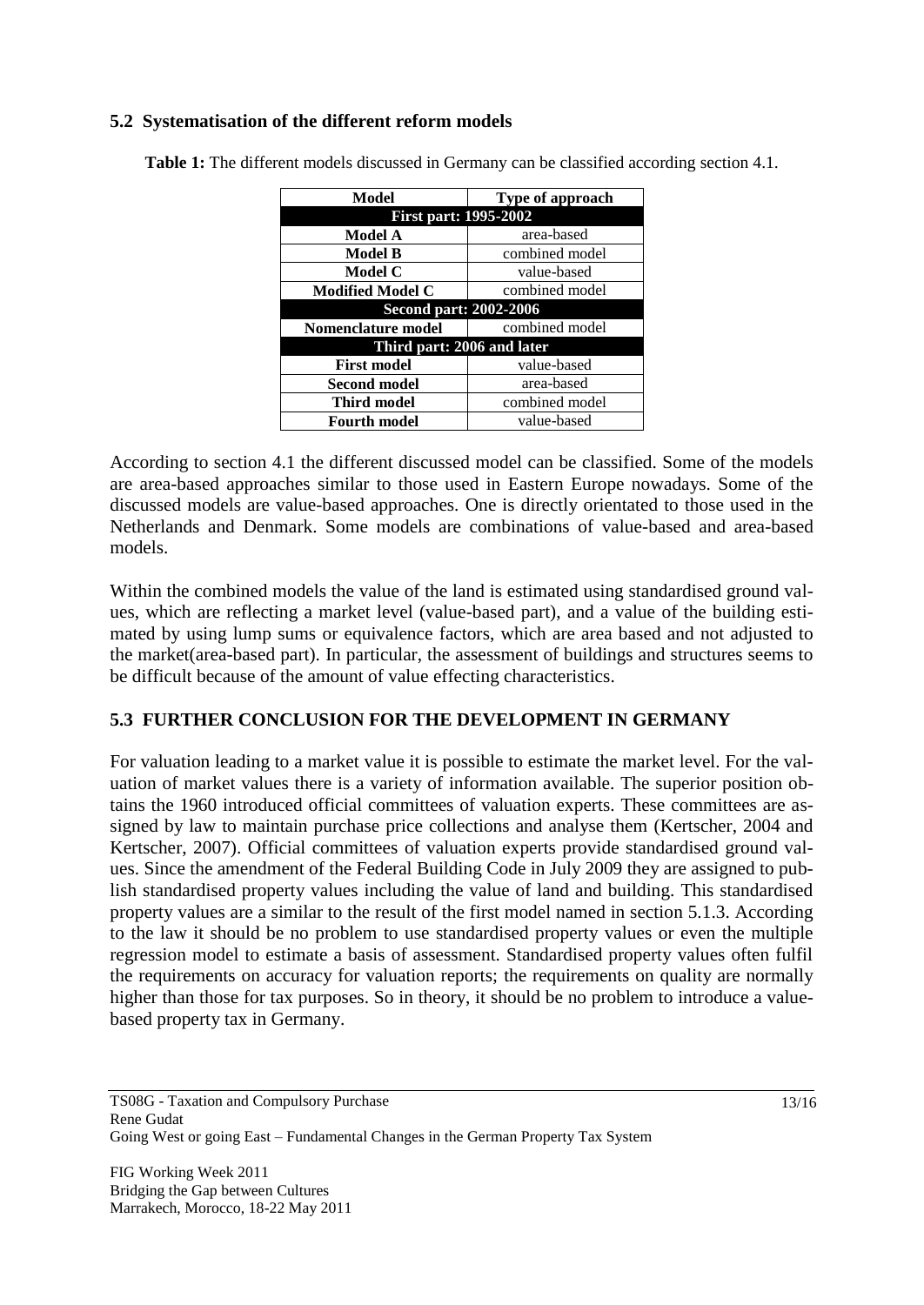## 5.2 Systematisation of the different reform models

**Table 1:** The different models discussed in Germany can be classified according section 4.1.

| Model | Type of approach |
|---|---|
| **First part: 1995-2002** | |
| **Model A** | area-based |
| **Model B** | combined model |
| **Model C** | value-based |
| **Modified Model C** | combined model |
| **Second part: 2002-2006** | |
| **Nomenclature model** | combined model |
| **Third part: 2006 and later** | |
| **First model** | value-based |
| **Second model** | area-based |
| **Third model** | combined model |
| **Fourth model** | value-based |

According to section 4.1 the different discussed model can be classified. Some of the models are area-based approaches similar to those used in Eastern Europe nowadays. Some of the discussed models are value-based approaches. One is directly orientated to those used in the Netherlands and Denmark. Some models are combinations of value-based and area-based models.

Within the combined models the value of the land is estimated using standardised ground values, which are reflecting a market level (value-based part), and a value of the building estimated by using lump sums or equivalence factors, which are area based and not adjusted to the market(area-based part). In particular, the assessment of buildings and structures seems to be difficult because of the amount of value effecting characteristics.

## 5.3 FURTHER CONCLUSION FOR THE DEVELOPMENT IN GERMANY

For valuation leading to a market value it is possible to estimate the market level. For the valuation of market values there is a variety of information available. The superior position obtains the 1960 introduced official committees of valuation experts. These committees are assigned by law to maintain purchase price collections and analyse them (Kertscher, 2004 and Kertscher, 2007). Official committees of valuation experts provide standardised ground values. Since the amendment of the Federal Building Code in July 2009 they are assigned to publish standardised property values including the value of land and building. This standardised property values are a similar to the result of the first model named in section 5.1.3. According to the law it should be no problem to use standardised property values or even the multiple regression model to estimate a basis of assessment. Standardised property values often fulfil the requirements on accuracy for valuation reports; the requirements on quality are normally higher than those for tax purposes. So in theory, it should be no problem to introduce a value-based property tax in Germany.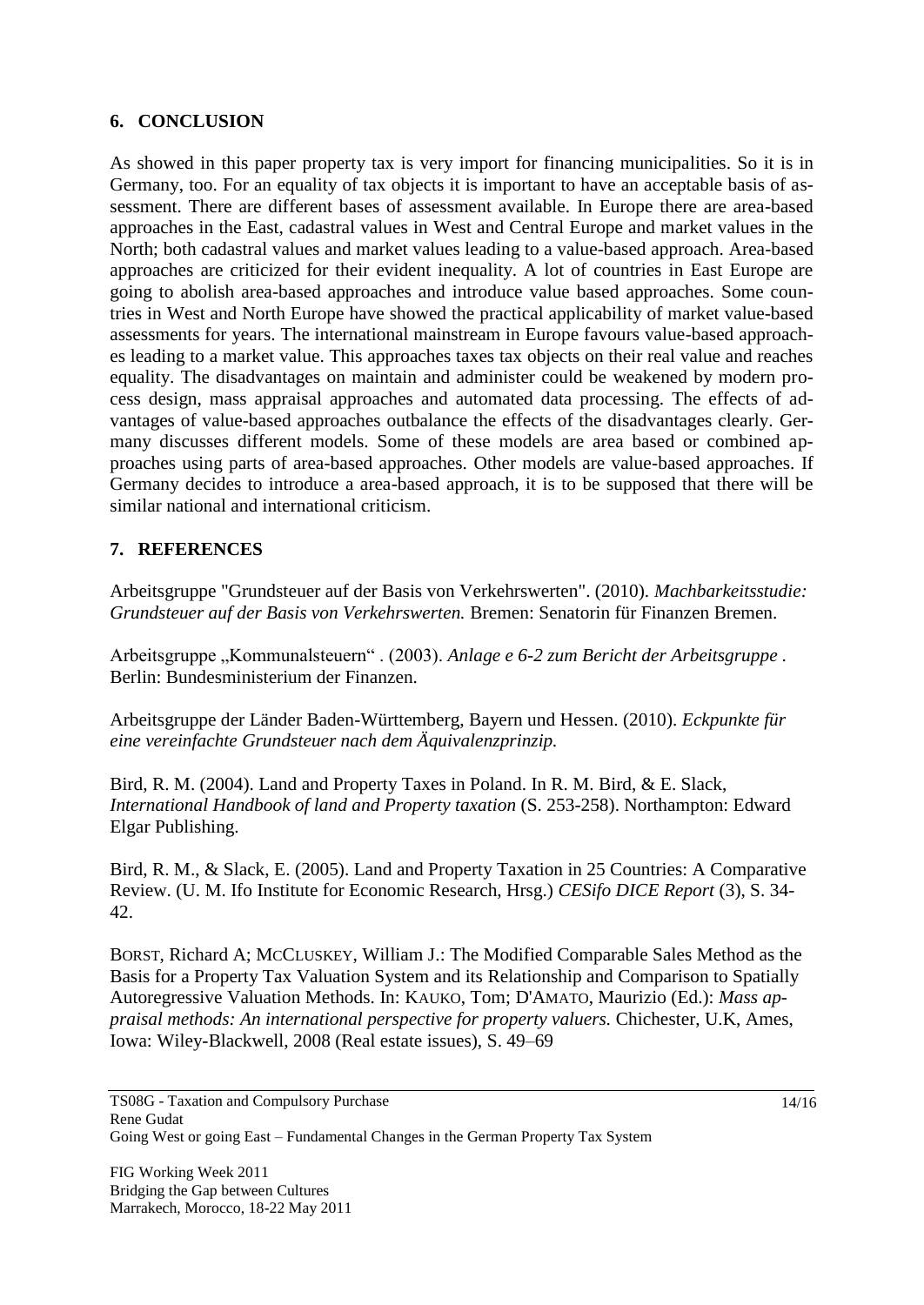## 6. CONCLUSION

As showed in this paper property tax is very import for financing municipalities. So it is in Germany, too. For an equality of tax objects it is important to have an acceptable basis of assessment. There are different bases of assessment available. In Europe there are area-based approaches in the East, cadastral values in West and Central Europe and market values in the North; both cadastral values and market values leading to a value-based approach. Area-based approaches are criticized for their evident inequality. A lot of countries in East Europe are going to abolish area-based approaches and introduce value based approaches. Some countries in West and North Europe have showed the practical applicability of market value-based assessments for years. The international mainstream in Europe favours value-based approaches leading to a market value. This approaches taxes tax objects on their real value and reaches equality. The disadvantages on maintain and administer could be weakened by modern process design, mass appraisal approaches and automated data processing. The effects of advantages of value-based approaches outbalance the effects of the disadvantages clearly. Germany discusses different models. Some of these models are area based or combined approaches using parts of area-based approaches. Other models are value-based approaches. If Germany decides to introduce a area-based approach, it is to be supposed that there will be similar national and international criticism.

## 7. REFERENCES

Arbeitsgruppe "Grundsteuer auf der Basis von Verkehrswerten". (2010). *Machbarkeitsstudie: Grundsteuer auf der Basis von Verkehrswerten.* Bremen: Senatorin für Finanzen Bremen.

Arbeitsgruppe „Kommunalsteuern“ . (2003). *Anlage e 6-2 zum Bericht der Arbeitsgruppe .* Berlin: Bundesministerium der Finanzen.

Arbeitsgruppe der Länder Baden-Württemberg, Bayern und Hessen. (2010). *Eckpunkte für eine vereinfachte Grundsteuer nach dem Äquivalenzprinzip.*

Bird, R. M. (2004). Land and Property Taxes in Poland. In R. M. Bird, & E. Slack, *International Handbook of land and Property taxation* (S. 253-258). Northampton: Edward Elgar Publishing.

Bird, R. M., & Slack, E. (2005). Land and Property Taxation in 25 Countries: A Comparative Review. (U. M. Ifo Institute for Economic Research, Hrsg.) *CESifo DICE Report* (3), S. 34-42.

BORST, Richard A; MCCLUSKEY, William J.: The Modified Comparable Sales Method as the Basis for a Property Tax Valuation System and its Relationship and Comparison to Spatially Autoregressive Valuation Methods. In: KAUKO, Tom; D'AMATO, Maurizio (Ed.): *Mass appraisal methods: An international perspective for property valuers.* Chichester, U.K, Ames, Iowa: Wiley-Blackwell, 2008 (Real estate issues), S. 49–69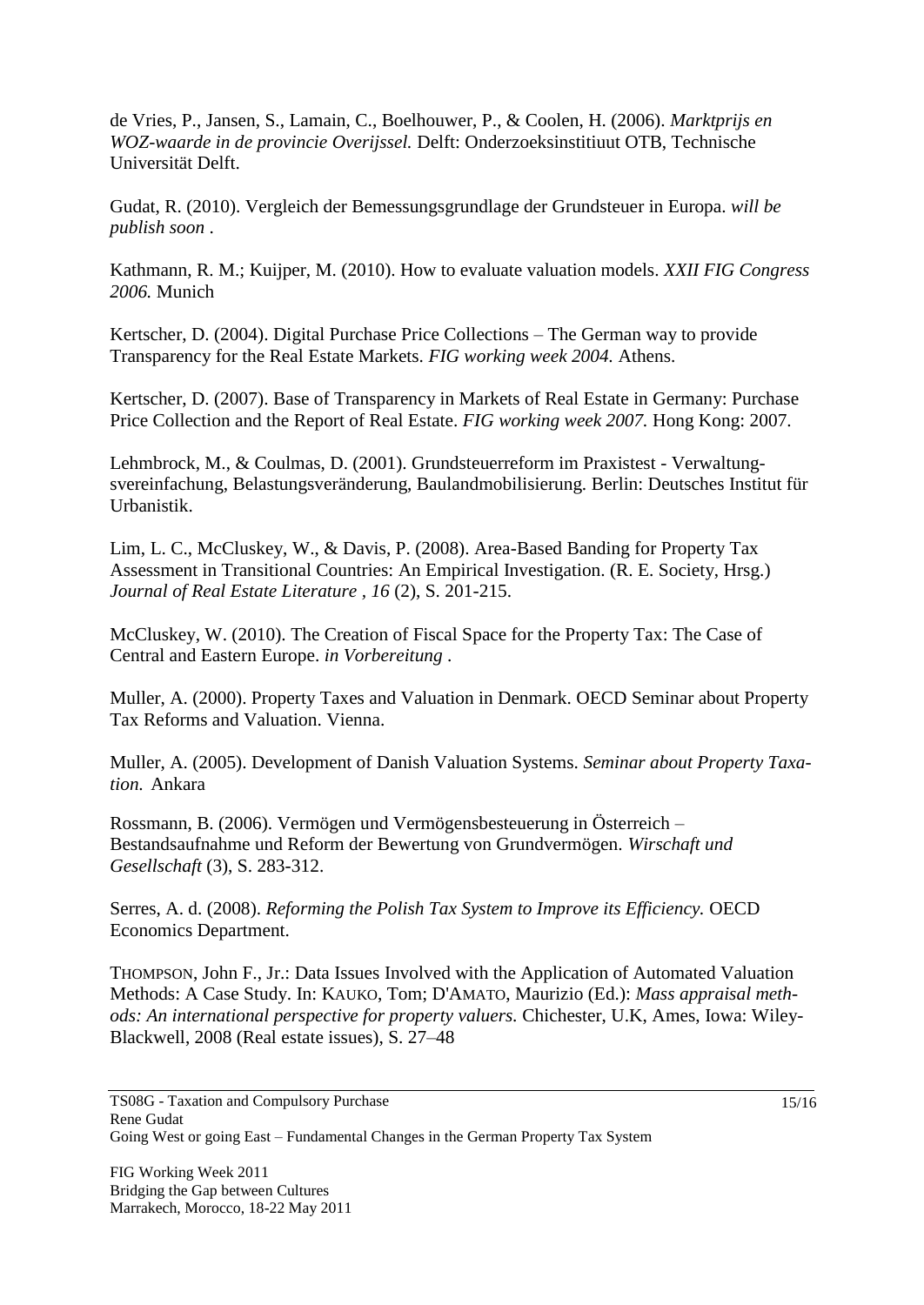de Vries, P., Jansen, S., Lamain, C., Boelhouwer, P., & Coolen, H. (2006). *Marktprijs en WOZ-waarde in de provincie Overijssel.* Delft: Onderzoeksinstitiuut OTB, Technische Universität Delft.

Gudat, R. (2010). Vergleich der Bemessungsgrundlage der Grundsteuer in Europa. *will be publish soon* .

Kathmann, R. M.; Kuijper, M. (2010). How to evaluate valuation models. *XXII FIG Congress 2006.* Munich

Kertscher, D. (2004). Digital Purchase Price Collections – The German way to provide Transparency for the Real Estate Markets. *FIG working week 2004.* Athens.

Kertscher, D. (2007). Base of Transparency in Markets of Real Estate in Germany: Purchase Price Collection and the Report of Real Estate. *FIG working week 2007.* Hong Kong: 2007.

Lehmbrock, M., & Coulmas, D. (2001). Grundsteuerreform im Praxistest - Verwaltungs-svereinfachung, Belastungsveränderung, Baulandmobilisierung. Berlin: Deutsches Institut für Urbanistik.

Lim, L. C., McCluskey, W., & Davis, P. (2008). Area-Based Banding for Property Tax Assessment in Transitional Countries: An Empirical Investigation. (R. E. Society, Hrsg.) *Journal of Real Estate Literature , 16* (2), S. 201-215.

McCluskey, W. (2010). The Creation of Fiscal Space for the Property Tax: The Case of Central and Eastern Europe. *in Vorbereitung* .

Muller, A. (2000). Property Taxes and Valuation in Denmark. OECD Seminar about Property Tax Reforms and Valuation. Vienna.

Muller, A. (2005). Development of Danish Valuation Systems. *Seminar about Property Taxa-tion.* Ankara

Rossmann, B. (2006). Vermögen und Vermögensbesteuerung in Österreich – Bestandsaufnahme und Reform der Bewertung von Grundvermögen. *Wirschaft und Gesellschaft* (3), S. 283-312.

Serres, A. d. (2008). *Reforming the Polish Tax System to Improve its Efficiency.* OECD Economics Department.

THOMPSON, John F., Jr.: Data Issues Involved with the Application of Automated Valuation Methods: A Case Study. In: KAUKO, Tom; D'AMATO, Maurizio (Ed.): *Mass appraisal meth-ods: An international perspective for property valuers.* Chichester, U.K, Ames, Iowa: Wiley-Blackwell, 2008 (Real estate issues), S. 27–48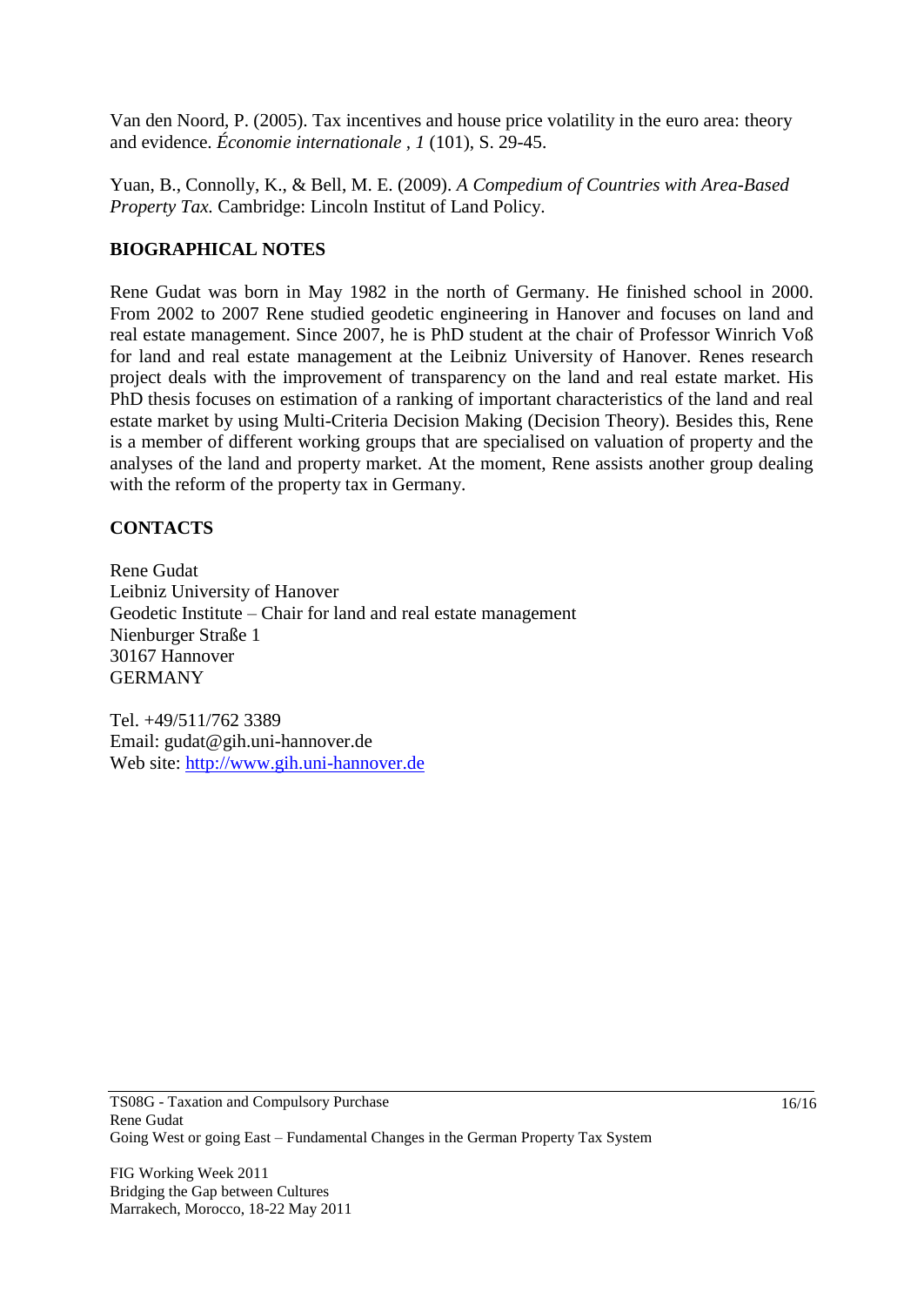Van den Noord, P. (2005). Tax incentives and house price volatility in the euro area: theory and evidence. *Économie internationale , 1* (101), S. 29-45.

Yuan, B., Connolly, K., & Bell, M. E. (2009). *A Compedium of Countries with Area-Based Property Tax.* Cambridge: Lincoln Institut of Land Policy.

## BIOGRAPHICAL NOTES

Rene Gudat was born in May 1982 in the north of Germany. He finished school in 2000. From 2002 to 2007 Rene studied geodetic engineering in Hanover and focuses on land and real estate management. Since 2007, he is PhD student at the chair of Professor Winrich Voß for land and real estate management at the Leibniz University of Hanover. Renes research project deals with the improvement of transparency on the land and real estate market. His PhD thesis focuses on estimation of a ranking of important characteristics of the land and real estate market by using Multi-Criteria Decision Making (Decision Theory). Besides this, Rene is a member of different working groups that are specialised on valuation of property and the analyses of the land and property market. At the moment, Rene assists another group dealing with the reform of the property tax in Germany.

## CONTACTS

Rene Gudat
Leibniz University of Hanover
Geodetic Institute – Chair for land and real estate management
Nienburger Straße 1
30167 Hannover
GERMANY

Tel. +49/511/762 3389
Email: gudat@gih.uni-hannover.de
Web site: http://www.gih.uni-hannover.de